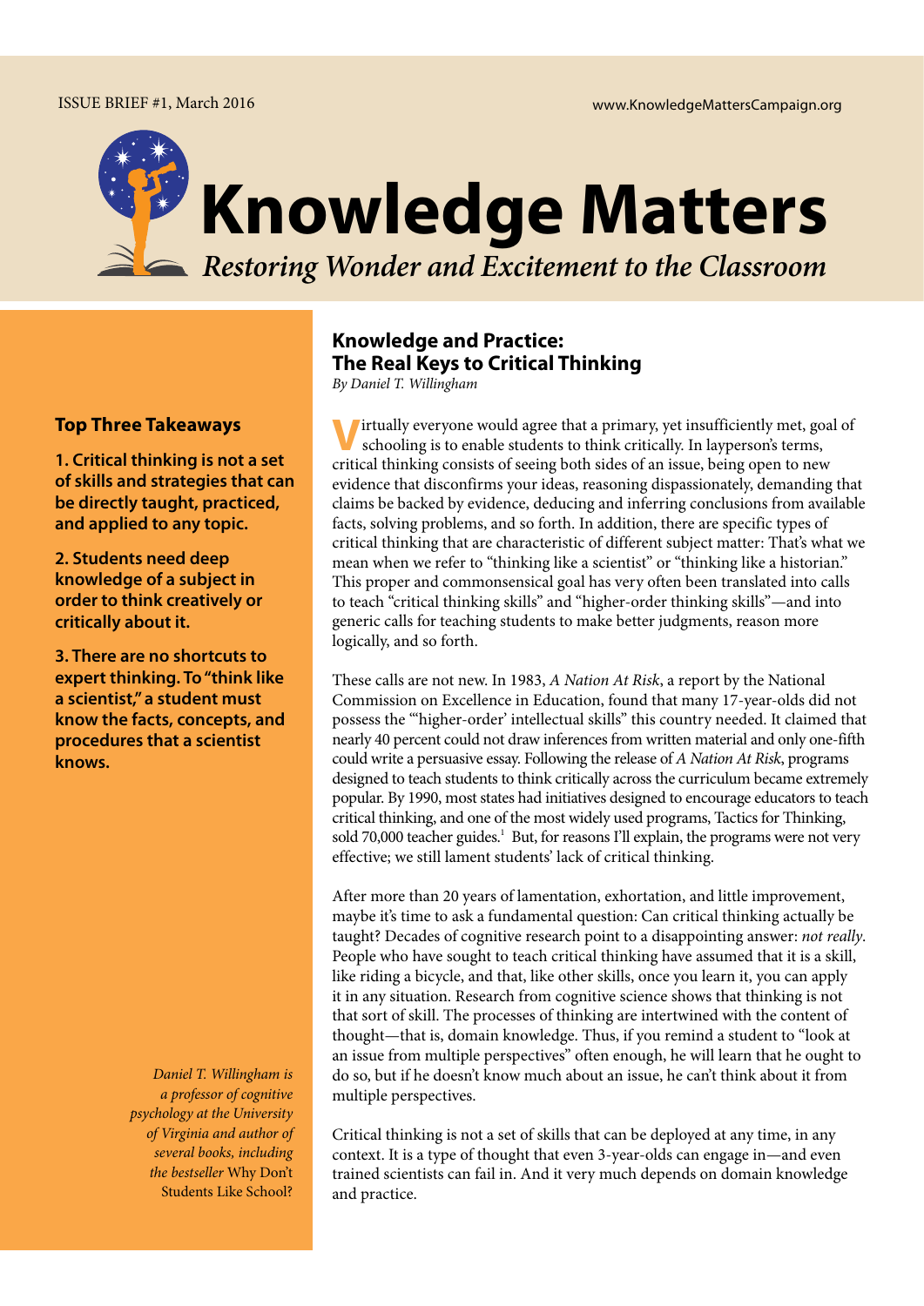ISSUE BRIEF #1, March 2016

www.KnowledgeMattersCampaign.org

# Knowledge Matters

*Restoring Wonder and Excitement to the Classroom*

## Knowledge and Practice: The Real Keys to Critical Thinking

*By Daniel T. Willingham*

**Top Three Takeaways**

**1. Critical thinking is not a set of skills and strategies that can be directly taught, practiced, and applied to any topic.**

**2. Students need deep knowledge of a subject in order to think creatively or critically about it.**

**3. There are no shortcuts to expert thinking. To "think like a scientist," a student must know the facts, concepts, and procedures that a scientist knows.**

*Daniel T. Willingham is a professor of cognitive psychology at the University of Virginia and author of several books, including the bestseller* Why Don't Students Like School?

Virtually everyone would agree that a primary, yet insufficiently met, goal of schooling is to enable students to think critically. In layperson's terms, critical thinking consists of seeing both sides of an issue, being open to new evidence that disconfirms your ideas, reasoning dispassionately, demanding that claims be backed by evidence, deducing and inferring conclusions from available facts, solving problems, and so forth. In addition, there are specific types of critical thinking that are characteristic of different subject matter: That's what we mean when we refer to "thinking like a scientist" or "thinking like a historian." This proper and commonsensical goal has very often been translated into calls to teach "critical thinking skills" and "higher-order thinking skills"—and into generic calls for teaching students to make better judgments, reason more logically, and so forth.

These calls are not new. In 1983, *A Nation At Risk*, a report by the National Commission on Excellence in Education, found that many 17-year-olds did not possess the "'higher-order' intellectual skills" this country needed. It claimed that nearly 40 percent could not draw inferences from written material and only one-fifth could write a persuasive essay. Following the release of *A Nation At Risk*, programs designed to teach students to think critically across the curriculum became extremely popular. By 1990, most states had initiatives designed to encourage educators to teach critical thinking, and one of the most widely used programs, Tactics for Thinking, sold 70,000 teacher guides.[1] But, for reasons I'll explain, the programs were not very effective; we still lament students' lack of critical thinking.

After more than 20 years of lamentation, exhortation, and little improvement, maybe it's time to ask a fundamental question: Can critical thinking actually be taught? Decades of cognitive research point to a disappointing answer: *not really*. People who have sought to teach critical thinking have assumed that it is a skill, like riding a bicycle, and that, like other skills, once you learn it, you can apply it in any situation. Research from cognitive science shows that thinking is not that sort of skill. The processes of thinking are intertwined with the content of thought—that is, domain knowledge. Thus, if you remind a student to "look at an issue from multiple perspectives" often enough, he will learn that he ought to do so, but if he doesn't know much about an issue, he can't think about it from multiple perspectives.

Critical thinking is not a set of skills that can be deployed at any time, in any context. It is a type of thought that even 3-year-olds can engage in—and even trained scientists can fail in. And it very much depends on domain knowledge and practice.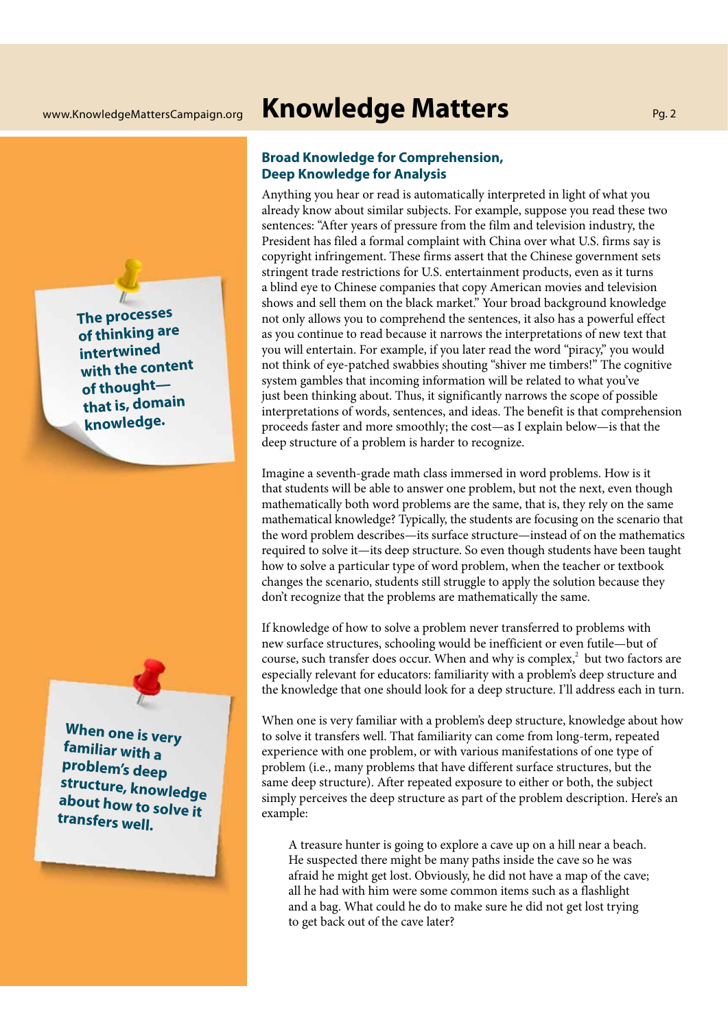## Broad Knowledge for Comprehension, Deep Knowledge for Analysis

Anything you hear or read is automatically interpreted in light of what you already know about similar subjects. For example, suppose you read these two sentences: "After years of pressure from the film and television industry, the President has filed a formal complaint with China over what U.S. firms say is copyright infringement. These firms assert that the Chinese government sets stringent trade restrictions for U.S. entertainment products, even as it turns a blind eye to Chinese companies that copy American movies and television shows and sell them on the black market." Your broad background knowledge not only allows you to comprehend the sentences, it also has a powerful effect as you continue to read because it narrows the interpretations of new text that you will entertain. For example, if you later read the word "piracy," you would not think of eye-patched swabbies shouting "shiver me timbers!" The cognitive system gambles that incoming information will be related to what you've just been thinking about. Thus, it significantly narrows the scope of possible interpretations of words, sentences, and ideas. The benefit is that comprehension proceeds faster and more smoothly; the cost—as I explain below—is that the deep structure of a problem is harder to recognize.

**The processes of thinking are intertwined with the content of thought—that is, domain knowledge.**

Imagine a seventh-grade math class immersed in word problems. How is it that students will be able to answer one problem, but not the next, even though mathematically both word problems are the same, that is, they rely on the same mathematical knowledge? Typically, the students are focusing on the scenario that the word problem describes—its surface structure—instead of on the mathematics required to solve it—its deep structure. So even though students have been taught how to solve a particular type of word problem, when the teacher or textbook changes the scenario, students still struggle to apply the solution because they don't recognize that the problems are mathematically the same.

If knowledge of how to solve a problem never transferred to problems with new surface structures, schooling would be inefficient or even futile—but of course, such transfer does occur. When and why is complex,[2] but two factors are especially relevant for educators: familiarity with a problem's deep structure and the knowledge that one should look for a deep structure. I'll address each in turn.

**When one is very familiar with a problem's deep structure, knowledge about how to solve it transfers well.**

When one is very familiar with a problem's deep structure, knowledge about how to solve it transfers well. That familiarity can come from long-term, repeated experience with one problem, or with various manifestations of one type of problem (i.e., many problems that have different surface structures, but the same deep structure). After repeated exposure to either or both, the subject simply perceives the deep structure as part of the problem description. Here's an example:

> A treasure hunter is going to explore a cave up on a hill near a beach. He suspected there might be many paths inside the cave so he was afraid he might get lost. Obviously, he did not have a map of the cave; all he had with him were some common items such as a flashlight and a bag. What could he do to make sure he did not get lost trying to get back out of the cave later?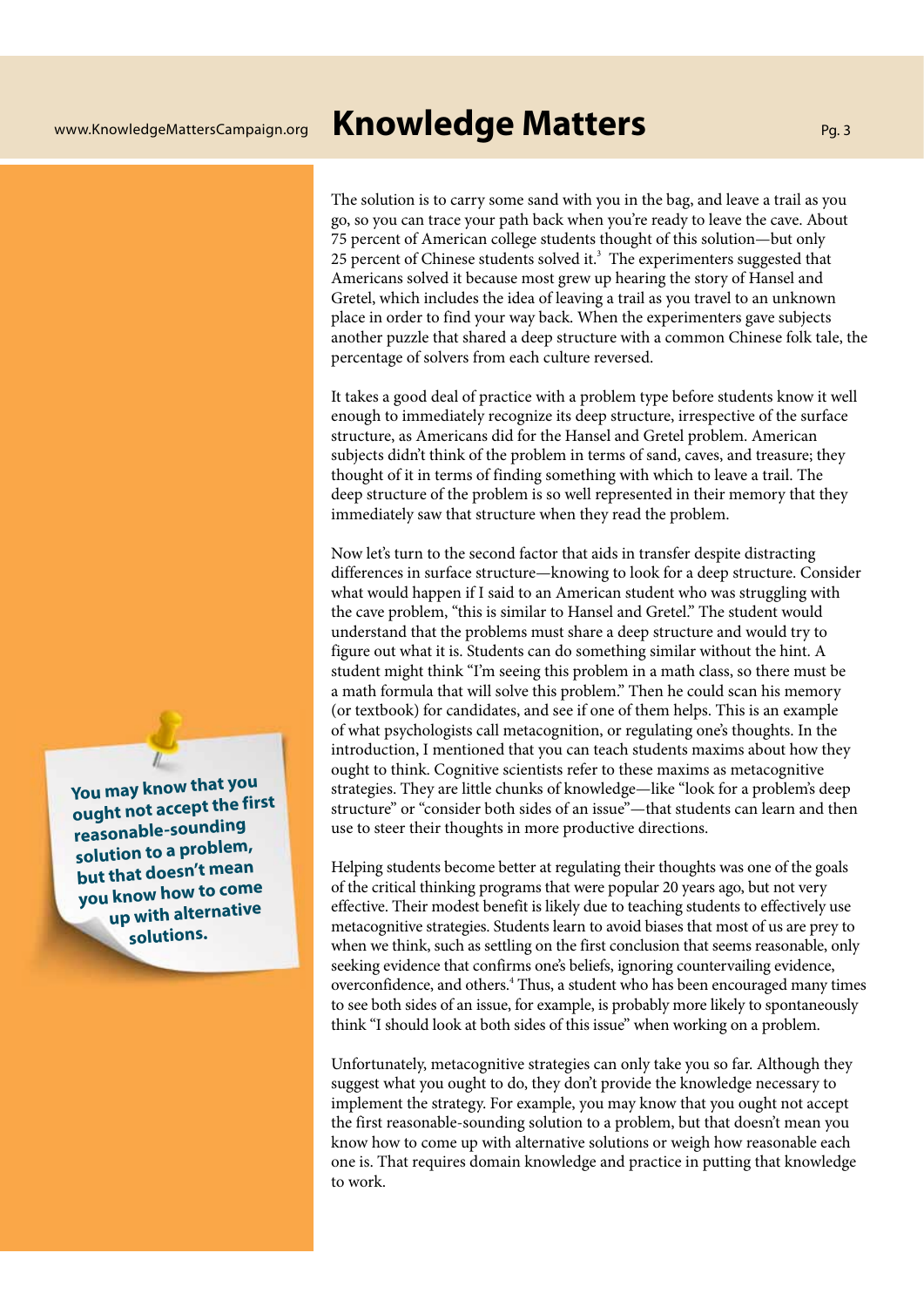The solution is to carry some sand with you in the bag, and leave a trail as you go, so you can trace your path back when you're ready to leave the cave. About 75 percent of American college students thought of this solution—but only 25 percent of Chinese students solved it.[3] The experimenters suggested that Americans solved it because most grew up hearing the story of Hansel and Gretel, which includes the idea of leaving a trail as you travel to an unknown place in order to find your way back. When the experimenters gave subjects another puzzle that shared a deep structure with a common Chinese folk tale, the percentage of solvers from each culture reversed.

It takes a good deal of practice with a problem type before students know it well enough to immediately recognize its deep structure, irrespective of the surface structure, as Americans did for the Hansel and Gretel problem. American subjects didn't think of the problem in terms of sand, caves, and treasure; they thought of it in terms of finding something with which to leave a trail. The deep structure of the problem is so well represented in their memory that they immediately saw that structure when they read the problem.

Now let's turn to the second factor that aids in transfer despite distracting differences in surface structure—knowing to look for a deep structure. Consider what would happen if I said to an American student who was struggling with the cave problem, "this is similar to Hansel and Gretel." The student would understand that the problems must share a deep structure and would try to figure out what it is. Students can do something similar without the hint. A student might think "I'm seeing this problem in a math class, so there must be a math formula that will solve this problem." Then he could scan his memory (or textbook) for candidates, and see if one of them helps. This is an example of what psychologists call metacognition, or regulating one's thoughts. In the introduction, I mentioned that you can teach students maxims about how they ought to think. Cognitive scientists refer to these maxims as metacognitive strategies. They are little chunks of knowledge—like "look for a problem's deep structure" or "consider both sides of an issue"—that students can learn and then use to steer their thoughts in more productive directions.

Helping students become better at regulating their thoughts was one of the goals of the critical thinking programs that were popular 20 years ago, but not very effective. Their modest benefit is likely due to teaching students to effectively use metacognitive strategies. Students learn to avoid biases that most of us are prey to when we think, such as settling on the first conclusion that seems reasonable, only seeking evidence that confirms one's beliefs, ignoring countervailing evidence, overconfidence, and others.[4] Thus, a student who has been encouraged many times to see both sides of an issue, for example, is probably more likely to spontaneously think "I should look at both sides of this issue" when working on a problem.

**You may know that you ought not accept the first reasonable-sounding solution to a problem, but that doesn't mean you know how to come up with alternative solutions.**

Unfortunately, metacognitive strategies can only take you so far. Although they suggest what you ought to do, they don't provide the knowledge necessary to implement the strategy. For example, you may know that you ought not accept the first reasonable-sounding solution to a problem, but that doesn't mean you know how to come up with alternative solutions or weigh how reasonable each one is. That requires domain knowledge and practice in putting that knowledge to work.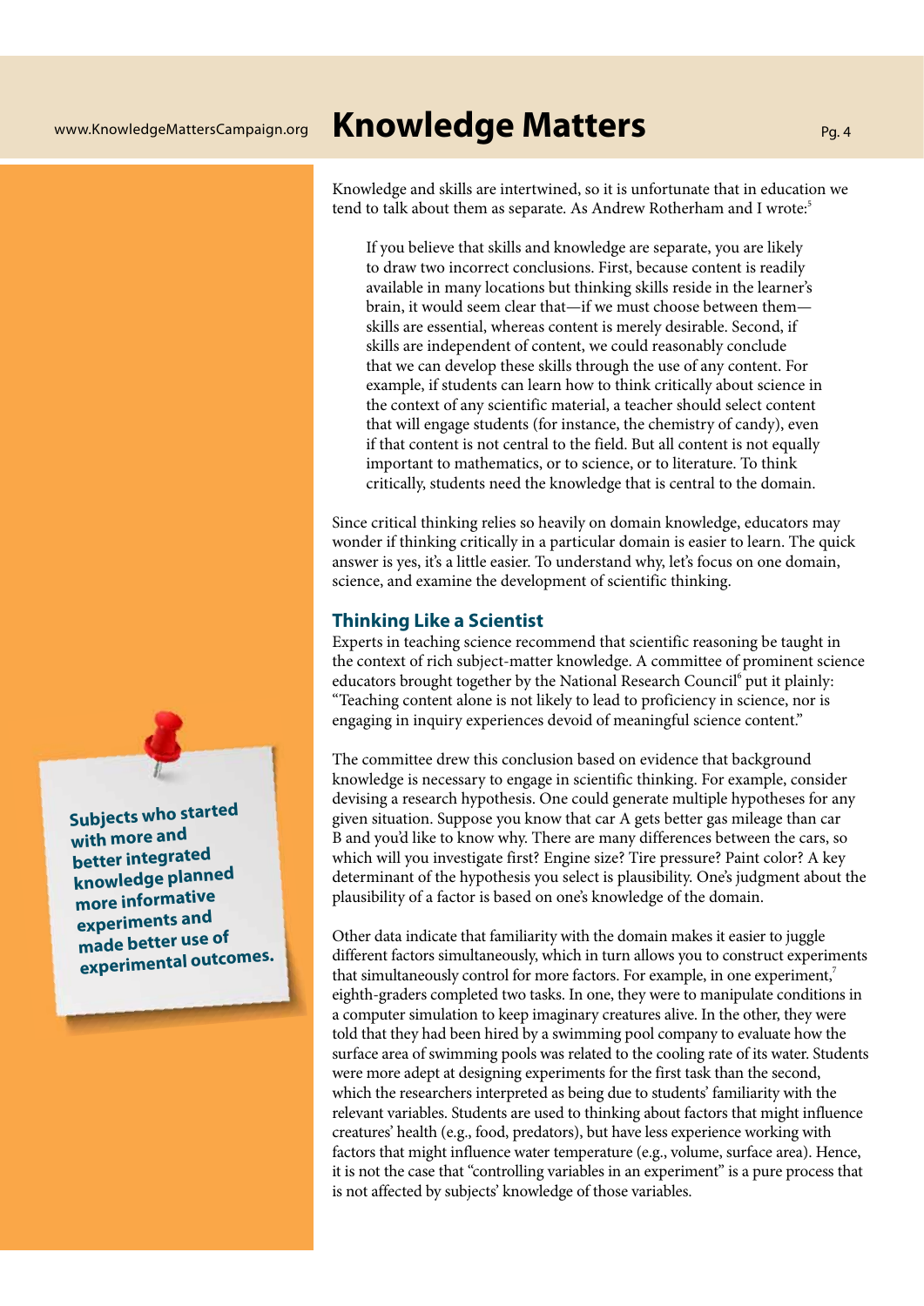Knowledge and skills are intertwined, so it is unfortunate that in education we tend to talk about them as separate. As Andrew Rotherham and I wrote:[5]

> If you believe that skills and knowledge are separate, you are likely to draw two incorrect conclusions. First, because content is readily available in many locations but thinking skills reside in the learner's brain, it would seem clear that—if we must choose between them—skills are essential, whereas content is merely desirable. Second, if skills are independent of content, we could reasonably conclude that we can develop these skills through the use of any content. For example, if students can learn how to think critically about science in the context of any scientific material, a teacher should select content that will engage students (for instance, the chemistry of candy), even if that content is not central to the field. But all content is not equally important to mathematics, or to science, or to literature. To think critically, students need the knowledge that is central to the domain.

Since critical thinking relies so heavily on domain knowledge, educators may wonder if thinking critically in a particular domain is easier to learn. The quick answer is yes, it's a little easier. To understand why, let's focus on one domain, science, and examine the development of scientific thinking.

## Thinking Like a Scientist

Experts in teaching science recommend that scientific reasoning be taught in the context of rich subject-matter knowledge. A committee of prominent science educators brought together by the National Research Council[6] put it plainly: "Teaching content alone is not likely to lead to proficiency in science, nor is engaging in inquiry experiences devoid of meaningful science content."

The committee drew this conclusion based on evidence that background knowledge is necessary to engage in scientific thinking. For example, consider devising a research hypothesis. One could generate multiple hypotheses for any given situation. Suppose you know that car A gets better gas mileage than car B and you'd like to know why. There are many differences between the cars, so which will you investigate first? Engine size? Tire pressure? Paint color? A key determinant of the hypothesis you select is plausibility. One's judgment about the plausibility of a factor is based on one's knowledge of the domain.

Other data indicate that familiarity with the domain makes it easier to juggle different factors simultaneously, which in turn allows you to construct experiments that simultaneously control for more factors. For example, in one experiment,[7] eighth-graders completed two tasks. In one, they were to manipulate conditions in a computer simulation to keep imaginary creatures alive. In the other, they were told that they had been hired by a swimming pool company to evaluate how the surface area of swimming pools was related to the cooling rate of its water. Students were more adept at designing experiments for the first task than the second, which the researchers interpreted as being due to students' familiarity with the relevant variables. Students are used to thinking about factors that might influence creatures' health (e.g., food, predators), but have less experience working with factors that might influence water temperature (e.g., volume, surface area). Hence, it is not the case that "controlling variables in an experiment" is a pure process that is not affected by subjects' knowledge of those variables.

**Subjects who started with more and better integrated knowledge planned more informative experiments and made better use of experimental outcomes.**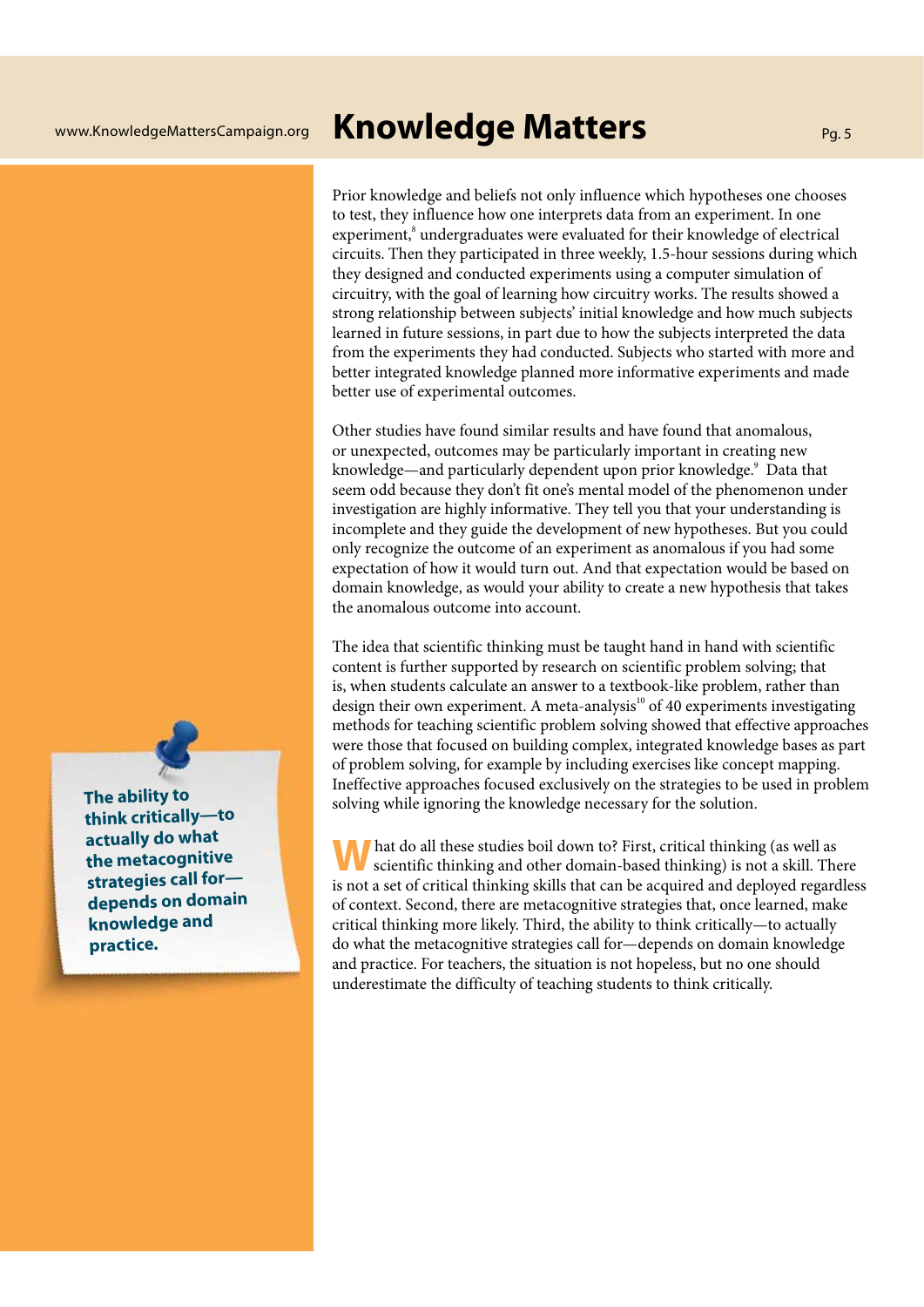Prior knowledge and beliefs not only influence which hypotheses one chooses to test, they influence how one interprets data from an experiment. In one experiment,[8] undergraduates were evaluated for their knowledge of electrical circuits. Then they participated in three weekly, 1.5-hour sessions during which they designed and conducted experiments using a computer simulation of circuitry, with the goal of learning how circuitry works. The results showed a strong relationship between subjects' initial knowledge and how much subjects learned in future sessions, in part due to how the subjects interpreted the data from the experiments they had conducted. Subjects who started with more and better integrated knowledge planned more informative experiments and made better use of experimental outcomes.

Other studies have found similar results and have found that anomalous, or unexpected, outcomes may be particularly important in creating new knowledge—and particularly dependent upon prior knowledge.[9] Data that seem odd because they don't fit one's mental model of the phenomenon under investigation are highly informative. They tell you that your understanding is incomplete and they guide the development of new hypotheses. But you could only recognize the outcome of an experiment as anomalous if you had some expectation of how it would turn out. And that expectation would be based on domain knowledge, as would your ability to create a new hypothesis that takes the anomalous outcome into account.

The idea that scientific thinking must be taught hand in hand with scientific content is further supported by research on scientific problem solving; that is, when students calculate an answer to a textbook-like problem, rather than design their own experiment. A meta-analysis[10] of 40 experiments investigating methods for teaching scientific problem solving showed that effective approaches were those that focused on building complex, integrated knowledge bases as part of problem solving, for example by including exercises like concept mapping. Ineffective approaches focused exclusively on the strategies to be used in problem solving while ignoring the knowledge necessary for the solution.

**The ability to think critically—to actually do what the metacognitive strategies call for—depends on domain knowledge and practice.**

What do all these studies boil down to? First, critical thinking (as well as scientific thinking and other domain-based thinking) is not a skill. There is not a set of critical thinking skills that can be acquired and deployed regardless of context. Second, there are metacognitive strategies that, once learned, make critical thinking more likely. Third, the ability to think critically—to actually do what the metacognitive strategies call for—depends on domain knowledge and practice. For teachers, the situation is not hopeless, but no one should underestimate the difficulty of teaching students to think critically.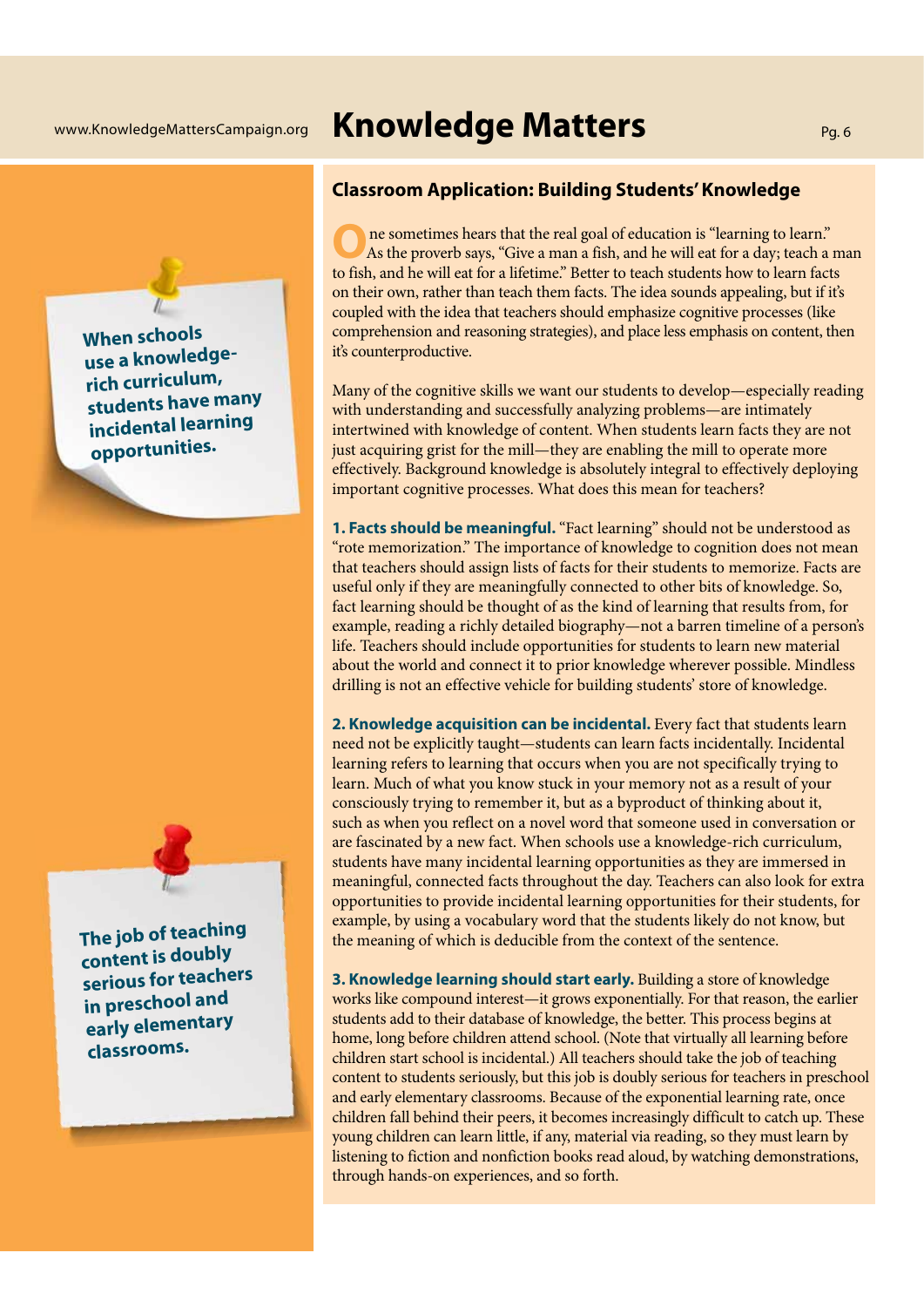## Classroom Application: Building Students' Knowledge

One sometimes hears that the real goal of education is "learning to learn." As the proverb says, "Give a man a fish, and he will eat for a day; teach a man to fish, and he will eat for a lifetime." Better to teach students how to learn facts on their own, rather than teach them facts. The idea sounds appealing, but if it's coupled with the idea that teachers should emphasize cognitive processes (like comprehension and reasoning strategies), and place less emphasis on content, then it's counterproductive.

Many of the cognitive skills we want our students to develop—especially reading with understanding and successfully analyzing problems—are intimately intertwined with knowledge of content. When students learn facts they are not just acquiring grist for the mill—they are enabling the mill to operate more effectively. Background knowledge is absolutely integral to effectively deploying important cognitive processes. What does this mean for teachers?

**1. Facts should be meaningful.** "Fact learning" should not be understood as "rote memorization." The importance of knowledge to cognition does not mean that teachers should assign lists of facts for their students to memorize. Facts are useful only if they are meaningfully connected to other bits of knowledge. So, fact learning should be thought of as the kind of learning that results from, for example, reading a richly detailed biography—not a barren timeline of a person's life. Teachers should include opportunities for students to learn new material about the world and connect it to prior knowledge wherever possible. Mindless drilling is not an effective vehicle for building students' store of knowledge.

**2. Knowledge acquisition can be incidental.** Every fact that students learn need not be explicitly taught—students can learn facts incidentally. Incidental learning refers to learning that occurs when you are not specifically trying to learn. Much of what you know stuck in your memory not as a result of your consciously trying to remember it, but as a byproduct of thinking about it, such as when you reflect on a novel word that someone used in conversation or are fascinated by a new fact. When schools use a knowledge-rich curriculum, students have many incidental learning opportunities as they are immersed in meaningful, connected facts throughout the day. Teachers can also look for extra opportunities to provide incidental learning opportunities for their students, for example, by using a vocabulary word that the students likely do not know, but the meaning of which is deducible from the context of the sentence.

> **When schools use a knowledge-rich curriculum, students have many incidental learning opportunities.**

**3. Knowledge learning should start early.** Building a store of knowledge works like compound interest—it grows exponentially. For that reason, the earlier students add to their database of knowledge, the better. This process begins at home, long before children attend school. (Note that virtually all learning before children start school is incidental.) All teachers should take the job of teaching content to students seriously, but this job is doubly serious for teachers in preschool and early elementary classrooms. Because of the exponential learning rate, once children fall behind their peers, it becomes increasingly difficult to catch up. These young children can learn little, if any, material via reading, so they must learn by listening to fiction and nonfiction books read aloud, by watching demonstrations, through hands-on experiences, and so forth.

> **The job of teaching content is doubly serious for teachers in preschool and early elementary classrooms.**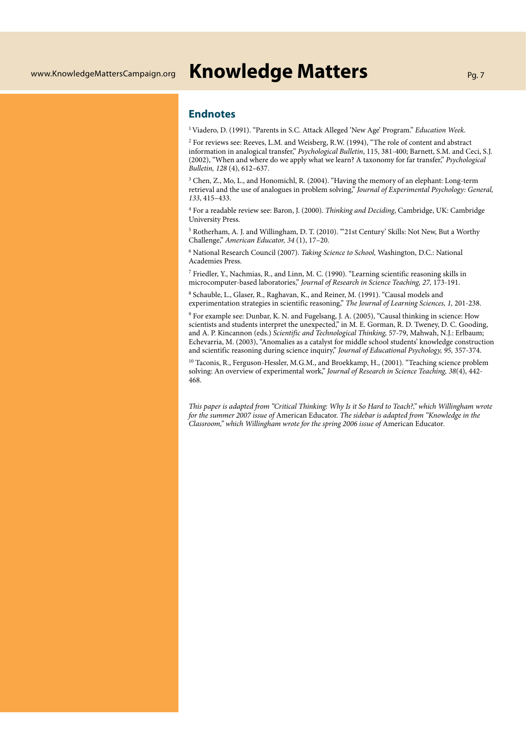## Endnotes

[1] Viadero, D. (1991). "Parents in S.C. Attack Alleged 'New Age' Program." *Education Week.*

[2] For reviews see: Reeves, L.M. and Weisberg, R.W. (1994), "The role of content and abstract information in analogical transfer," *Psychological Bulletin*, 115, 381-400; Barnett, S.M. and Ceci, S.J. (2002), "When and where do we apply what we learn? A taxonomy for far transfer," *Psychological Bulletin, 128* (4), 612–637.

[3] Chen, Z., Mo, L., and Honomichl, R. (2004). "Having the memory of an elephant: Long-term retrieval and the use of analogues in problem solving," *Journal of Experimental Psychology: General, 133*, 415–433.

[4] For a readable review see: Baron, J. (2000). *Thinking and Deciding*, Cambridge, UK: Cambridge University Press.

[5] Rotherham, A. J. and Willingham, D. T. (2010). "'21st Century' Skills: Not New, But a Worthy Challenge," *American Educator, 34* (1), 17–20.

[6] National Research Council (2007). *Taking Science to School,* Washington, D.C.: National Academies Press.

[7] Friedler, Y., Nachmias, R., and Linn, M. C. (1990). "Learning scientific reasoning skills in microcomputer-based laboratories," *Journal of Research in Science Teaching, 27,* 173-191.

[8] Schauble, L., Glaser, R., Raghavan, K., and Reiner, M. (1991). "Causal models and experimentation strategies in scientific reasoning," *The Journal of Learning Sciences, 1,* 201-238.

[9] For example see: Dunbar, K. N. and Fugelsang, J. A. (2005), "Causal thinking in science: How scientists and students interpret the unexpected," in M. E. Gorman, R. D. Tweney, D. C. Gooding, and A. P. Kincannon (eds.) *Scientific and Technological Thinking,* 57-79, Mahwah, N.J.: Erlbaum; Echevarria, M. (2003), "Anomalies as a catalyst for middle school students' knowledge construction and scientific reasoning during science inquiry," *Journal of Educational Psychology, 95,* 357-374.

[10] Taconis, R., Ferguson-Hessler, M.G.M., and Broekkamp, H., (2001). "Teaching science problem solving: An overview of experimental work," *Journal of Research in Science Teaching, 38*(4), 442-468.

*This paper is adapted from "Critical Thinking: Why Is it So Hard to Teach?," which Willingham wrote for the summer 2007 issue of* American Educator. *The sidebar is adapted from "Knowledge in the Classroom," which Willingham wrote for the spring 2006 issue of* American Educator.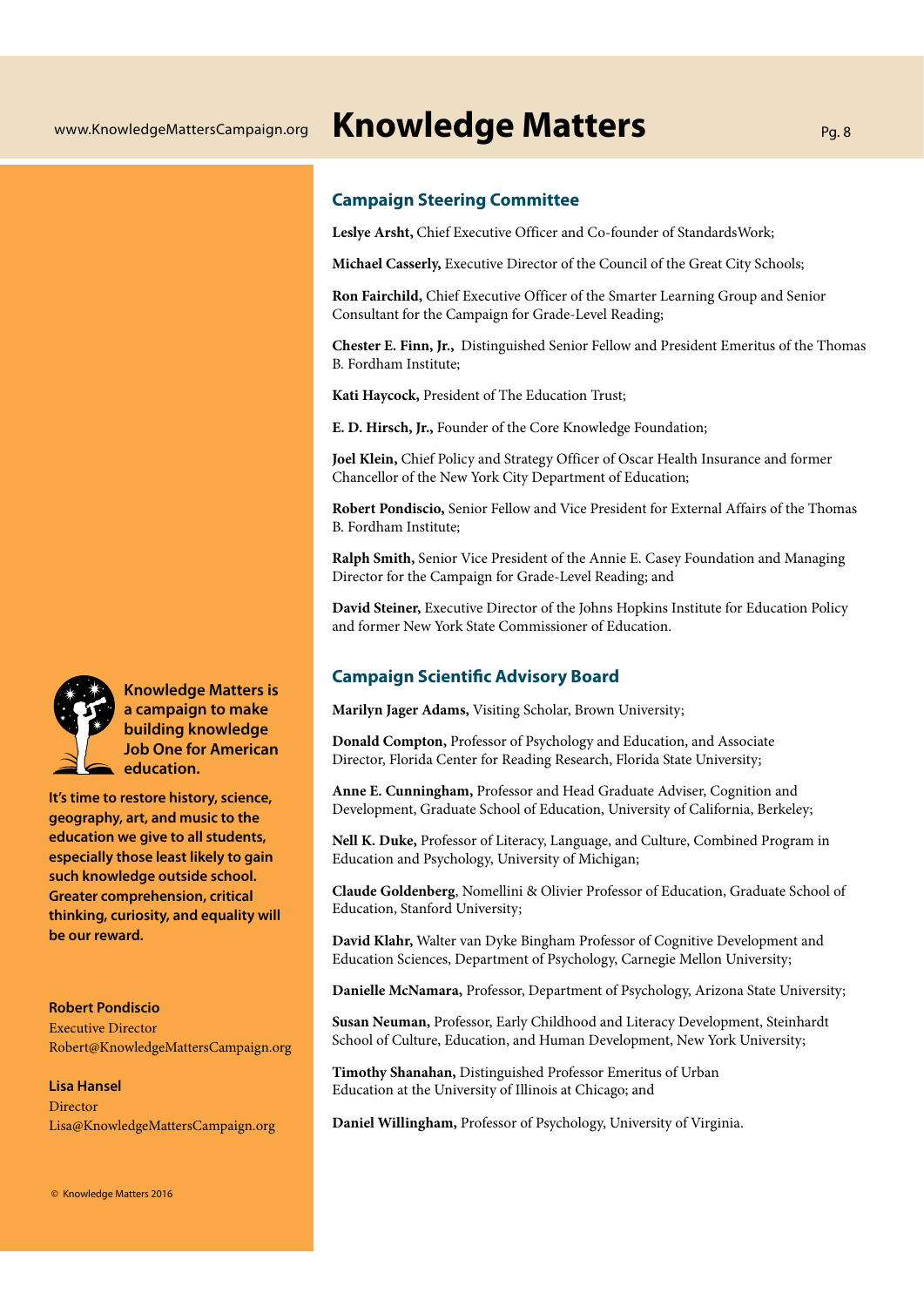## Campaign Steering Committee

**Leslye Arsht,** Chief Executive Officer and Co-founder of StandardsWork;

**Michael Casserly,** Executive Director of the Council of the Great City Schools;

**Ron Fairchild,** Chief Executive Officer of the Smarter Learning Group and Senior Consultant for the Campaign for Grade-Level Reading;

**Chester E. Finn, Jr.,** Distinguished Senior Fellow and President Emeritus of the Thomas B. Fordham Institute;

**Kati Haycock,** President of The Education Trust;

**E. D. Hirsch, Jr.,** Founder of the Core Knowledge Foundation;

**Joel Klein,** Chief Policy and Strategy Officer of Oscar Health Insurance and former Chancellor of the New York City Department of Education;

**Robert Pondiscio,** Senior Fellow and Vice President for External Affairs of the Thomas B. Fordham Institute;

**Ralph Smith,** Senior Vice President of the Annie E. Casey Foundation and Managing Director for the Campaign for Grade-Level Reading; and

**David Steiner,** Executive Director of the Johns Hopkins Institute for Education Policy and former New York State Commissioner of Education.

## Campaign Scientific Advisory Board

**Marilyn Jager Adams,** Visiting Scholar, Brown University;

**Donald Compton,** Professor of Psychology and Education, and Associate Director, Florida Center for Reading Research, Florida State University;

**Anne E. Cunningham,** Professor and Head Graduate Adviser, Cognition and Development, Graduate School of Education, University of California, Berkeley;

**Nell K. Duke,** Professor of Literacy, Language, and Culture, Combined Program in Education and Psychology, University of Michigan;

**Claude Goldenberg**, Nomellini & Olivier Professor of Education, Graduate School of Education, Stanford University;

**David Klahr,** Walter van Dyke Bingham Professor of Cognitive Development and Education Sciences, Department of Psychology, Carnegie Mellon University;

**Danielle McNamara,** Professor, Department of Psychology, Arizona State University;

**Susan Neuman,** Professor, Early Childhood and Literacy Development, Steinhardt School of Culture, Education, and Human Development, New York University;

**Timothy Shanahan,** Distinguished Professor Emeritus of Urban Education at the University of Illinois at Chicago; and

**Daniel Willingham,** Professor of Psychology, University of Virginia.

**Knowledge Matters is a campaign to make building knowledge Job One for American education.**

**It's time to restore history, science, geography, art, and music to the education we give to all students, especially those least likely to gain such knowledge outside school. Greater comprehension, critical thinking, curiosity, and equality will be our reward.**

**Robert Pondiscio**
Executive Director
Robert@KnowledgeMattersCampaign.org

**Lisa Hansel**
Director
Lisa@KnowledgeMattersCampaign.org

© Knowledge Matters 2016